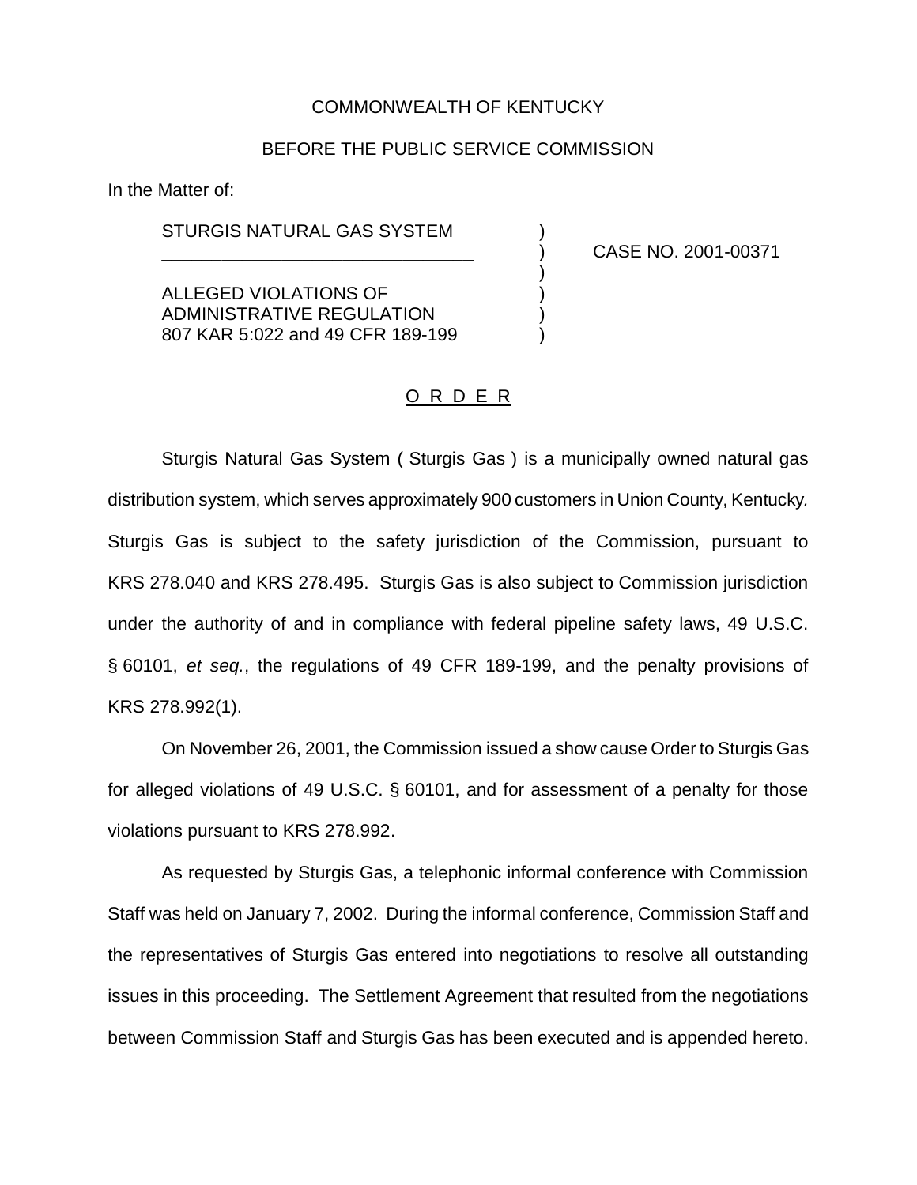COMMONWEALTH OF KENTUCKY

BEFORE THE PUBLIC SERVICE COMMISSION

In the Matter of:

| | | |
|---|---|---|
| STURGIS NATURAL GAS SYSTEM | ) | |
| _______________________________ | ) | CASE NO. 2001-00371 |
| | ) | |
| ALLEGED VIOLATIONS OF | ) | |
| ADMINISTRATIVE REGULATION | ) | |
| 807 KAR 5:022 and 49 CFR 189-199 | ) | |

O R D E R

Sturgis Natural Gas System ( Sturgis Gas ) is a municipally owned natural gas distribution system, which serves approximately 900 customers in Union County, Kentucky. Sturgis Gas is subject to the safety jurisdiction of the Commission, pursuant to KRS 278.040 and KRS 278.495. Sturgis Gas is also subject to Commission jurisdiction under the authority of and in compliance with federal pipeline safety laws, 49 U.S.C. § 60101, *et seq.*, the regulations of 49 CFR 189-199, and the penalty provisions of KRS 278.992(1).

On November 26, 2001, the Commission issued a show cause Order to Sturgis Gas for alleged violations of 49 U.S.C. § 60101, and for assessment of a penalty for those violations pursuant to KRS 278.992.

As requested by Sturgis Gas, a telephonic informal conference with Commission Staff was held on January 7, 2002. During the informal conference, Commission Staff and the representatives of Sturgis Gas entered into negotiations to resolve all outstanding issues in this proceeding. The Settlement Agreement that resulted from the negotiations between Commission Staff and Sturgis Gas has been executed and is appended hereto.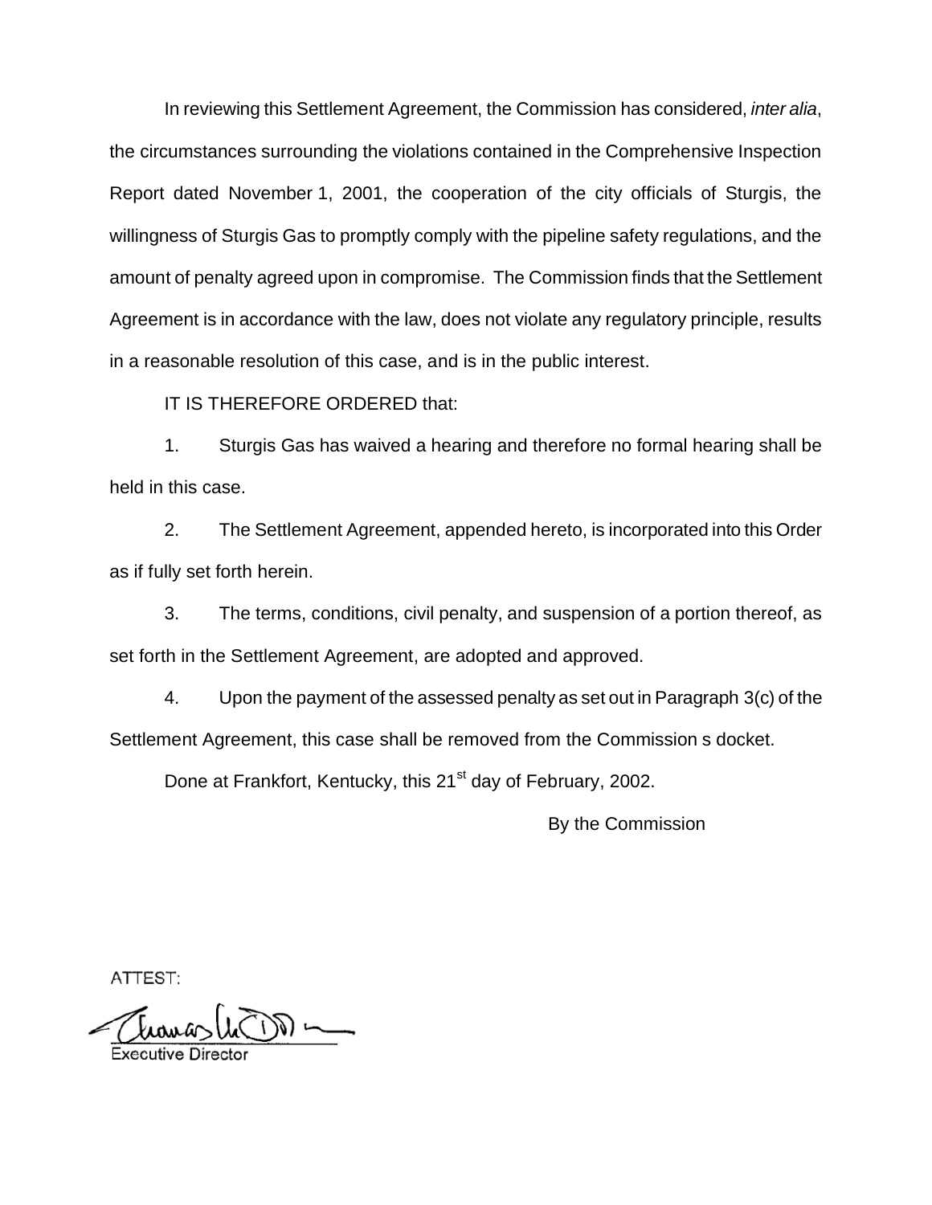In reviewing this Settlement Agreement, the Commission has considered, *inter alia*, the circumstances surrounding the violations contained in the Comprehensive Inspection Report dated November 1, 2001, the cooperation of the city officials of Sturgis, the willingness of Sturgis Gas to promptly comply with the pipeline safety regulations, and the amount of penalty agreed upon in compromise. The Commission finds that the Settlement Agreement is in accordance with the law, does not violate any regulatory principle, results in a reasonable resolution of this case, and is in the public interest.

IT IS THEREFORE ORDERED that:

1. Sturgis Gas has waived a hearing and therefore no formal hearing shall be held in this case.

2. The Settlement Agreement, appended hereto, is incorporated into this Order as if fully set forth herein.

3. The terms, conditions, civil penalty, and suspension of a portion thereof, as set forth in the Settlement Agreement, are adopted and approved.

4. Upon the payment of the assessed penalty as set out in Paragraph 3(c) of the Settlement Agreement, this case shall be removed from the Commission s docket.

Done at Frankfort, Kentucky, this 21st day of February, 2002.

By the Commission

ATTEST:

Executive Director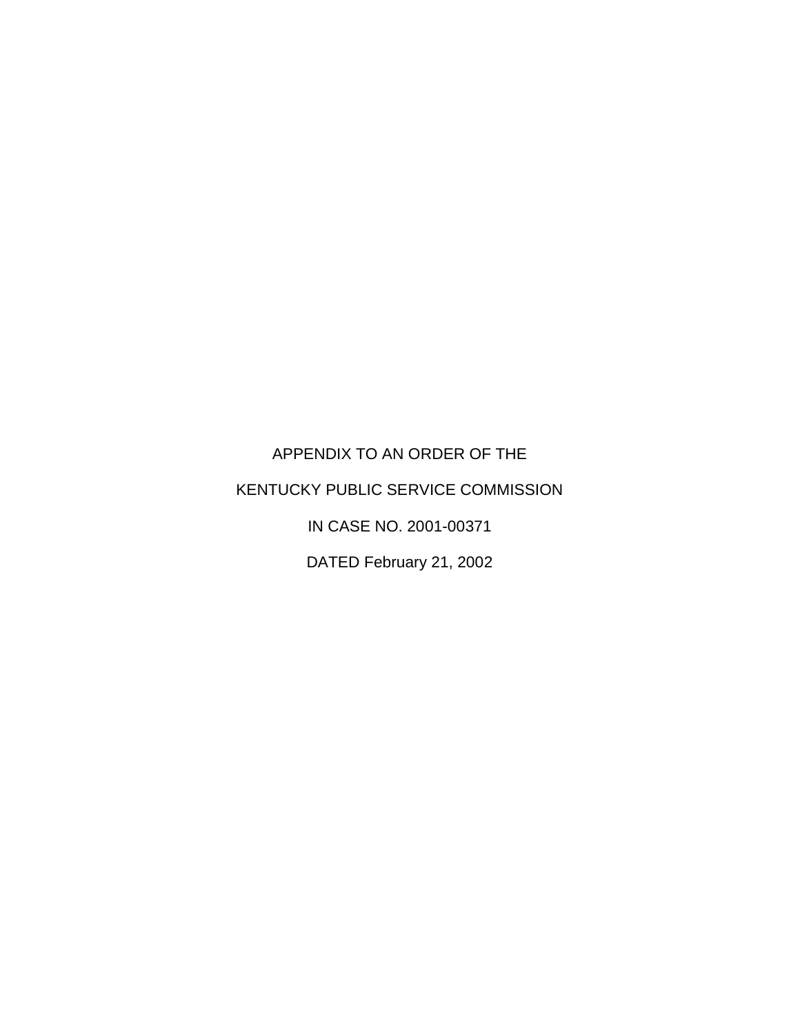APPENDIX TO AN ORDER OF THE

KENTUCKY PUBLIC SERVICE COMMISSION

IN CASE NO. 2001-00371

DATED February 21, 2002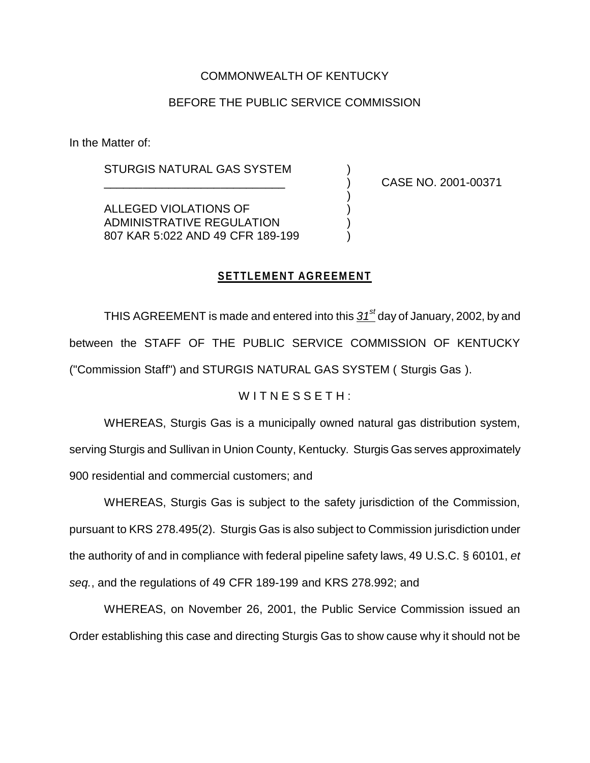COMMONWEALTH OF KENTUCKY

BEFORE THE PUBLIC SERVICE COMMISSION

In the Matter of:

| | | |
|---|---|---|
| STURGIS NATURAL GAS SYSTEM | ) | |
| ____________________________ | ) | CASE NO. 2001-00371 |
| | ) | |
| ALLEGED VIOLATIONS OF | ) | |
| ADMINISTRATIVE REGULATION | ) | |
| 807 KAR 5:022 AND 49 CFR 189-199 | ) | |

## SETTLEMENT AGREEMENT

THIS AGREEMENT is made and entered into this 31st day of January, 2002, by and between the STAFF OF THE PUBLIC SERVICE COMMISSION OF KENTUCKY ("Commission Staff") and STURGIS NATURAL GAS SYSTEM ( Sturgis Gas ).

W I T N E S S E T H :

WHEREAS, Sturgis Gas is a municipally owned natural gas distribution system, serving Sturgis and Sullivan in Union County, Kentucky. Sturgis Gas serves approximately 900 residential and commercial customers; and

WHEREAS, Sturgis Gas is subject to the safety jurisdiction of the Commission, pursuant to KRS 278.495(2). Sturgis Gas is also subject to Commission jurisdiction under the authority of and in compliance with federal pipeline safety laws, 49 U.S.C. § 60101, *et seq.*, and the regulations of 49 CFR 189-199 and KRS 278.992; and

WHEREAS, on November 26, 2001, the Public Service Commission issued an Order establishing this case and directing Sturgis Gas to show cause why it should not be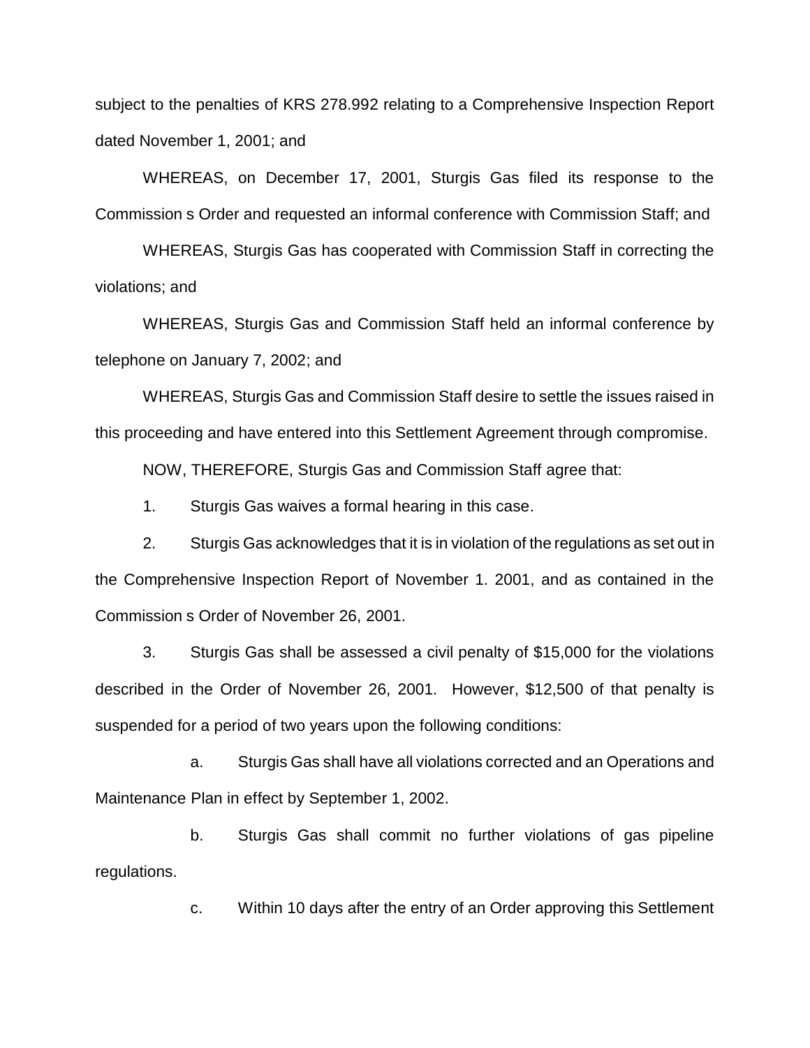subject to the penalties of KRS 278.992 relating to a Comprehensive Inspection Report dated November 1, 2001; and

WHEREAS, on December 17, 2001, Sturgis Gas filed its response to the Commission s Order and requested an informal conference with Commission Staff; and

WHEREAS, Sturgis Gas has cooperated with Commission Staff in correcting the violations; and

WHEREAS, Sturgis Gas and Commission Staff held an informal conference by telephone on January 7, 2002; and

WHEREAS, Sturgis Gas and Commission Staff desire to settle the issues raised in this proceeding and have entered into this Settlement Agreement through compromise.

NOW, THEREFORE, Sturgis Gas and Commission Staff agree that:

1. Sturgis Gas waives a formal hearing in this case.

2. Sturgis Gas acknowledges that it is in violation of the regulations as set out in the Comprehensive Inspection Report of November 1. 2001, and as contained in the Commission s Order of November 26, 2001.

3. Sturgis Gas shall be assessed a civil penalty of $15,000 for the violations described in the Order of November 26, 2001. However, $12,500 of that penalty is suspended for a period of two years upon the following conditions:

   a. Sturgis Gas shall have all violations corrected and an Operations and Maintenance Plan in effect by September 1, 2002.

   b. Sturgis Gas shall commit no further violations of gas pipeline regulations.

   c. Within 10 days after the entry of an Order approving this Settlement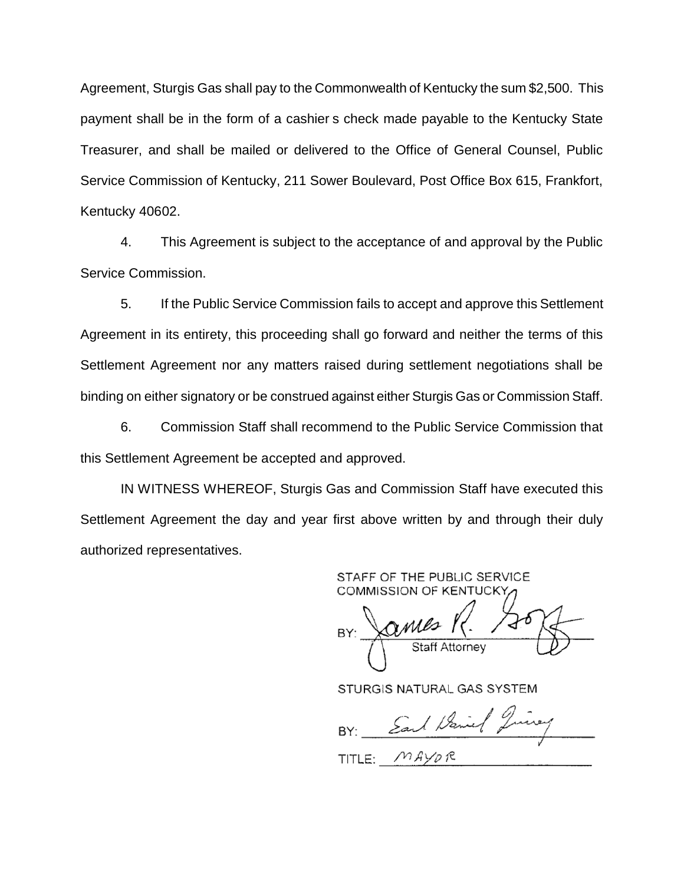Agreement, Sturgis Gas shall pay to the Commonwealth of Kentucky the sum $2,500. This payment shall be in the form of a cashier s check made payable to the Kentucky State Treasurer, and shall be mailed or delivered to the Office of General Counsel, Public Service Commission of Kentucky, 211 Sower Boulevard, Post Office Box 615, Frankfort, Kentucky 40602.

4. This Agreement is subject to the acceptance of and approval by the Public Service Commission.

5. If the Public Service Commission fails to accept and approve this Settlement Agreement in its entirety, this proceeding shall go forward and neither the terms of this Settlement Agreement nor any matters raised during settlement negotiations shall be binding on either signatory or be construed against either Sturgis Gas or Commission Staff.

6. Commission Staff shall recommend to the Public Service Commission that this Settlement Agreement be accepted and approved.

IN WITNESS WHEREOF, Sturgis Gas and Commission Staff have executed this Settlement Agreement the day and year first above written by and through their duly authorized representatives.

STAFF OF THE PUBLIC SERVICE COMMISSION OF KENTUCKY

BY: James R. Goff
Staff Attorney

STURGIS NATURAL GAS SYSTEM

BY: Earl Daniel Guiney

TITLE: MAYOR